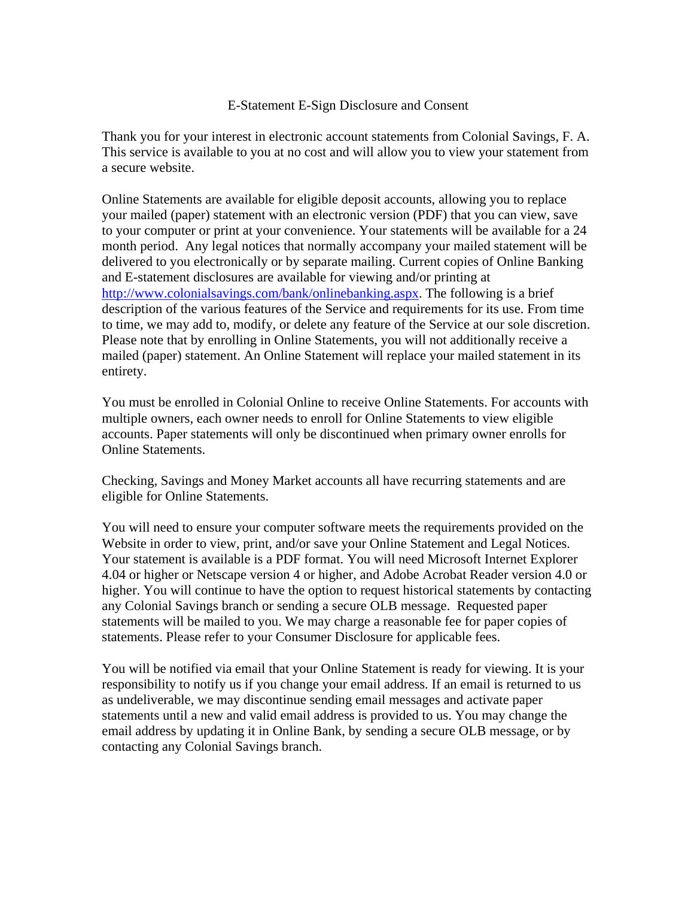# E-Statement E-Sign Disclosure and Consent

Thank you for your interest in electronic account statements from Colonial Savings, F. A. This service is available to you at no cost and will allow you to view your statement from a secure website.

Online Statements are available for eligible deposit accounts, allowing you to replace your mailed (paper) statement with an electronic version (PDF) that you can view, save to your computer or print at your convenience. Your statements will be available for a 24 month period. Any legal notices that normally accompany your mailed statement will be delivered to you electronically or by separate mailing. Current copies of Online Banking and E-statement disclosures are available for viewing and/or printing at [http://www.colonialsavings.com/bank/onlinebanking.aspx](http://www.colonialsavings.com/bank/onlinebanking.aspx). The following is a brief description of the various features of the Service and requirements for its use. From time to time, we may add to, modify, or delete any feature of the Service at our sole discretion. Please note that by enrolling in Online Statements, you will not additionally receive a mailed (paper) statement. An Online Statement will replace your mailed statement in its entirety.

You must be enrolled in Colonial Online to receive Online Statements. For accounts with multiple owners, each owner needs to enroll for Online Statements to view eligible accounts. Paper statements will only be discontinued when primary owner enrolls for Online Statements.

Checking, Savings and Money Market accounts all have recurring statements and are eligible for Online Statements.

You will need to ensure your computer software meets the requirements provided on the Website in order to view, print, and/or save your Online Statement and Legal Notices. Your statement is available is a PDF format. You will need Microsoft Internet Explorer 4.04 or higher or Netscape version 4 or higher, and Adobe Acrobat Reader version 4.0 or higher. You will continue to have the option to request historical statements by contacting any Colonial Savings branch or sending a secure OLB message. Requested paper statements will be mailed to you. We may charge a reasonable fee for paper copies of statements. Please refer to your Consumer Disclosure for applicable fees.

You will be notified via email that your Online Statement is ready for viewing. It is your responsibility to notify us if you change your email address. If an email is returned to us as undeliverable, we may discontinue sending email messages and activate paper statements until a new and valid email address is provided to us. You may change the email address by updating it in Online Bank, by sending a secure OLB message, or by contacting any Colonial Savings branch.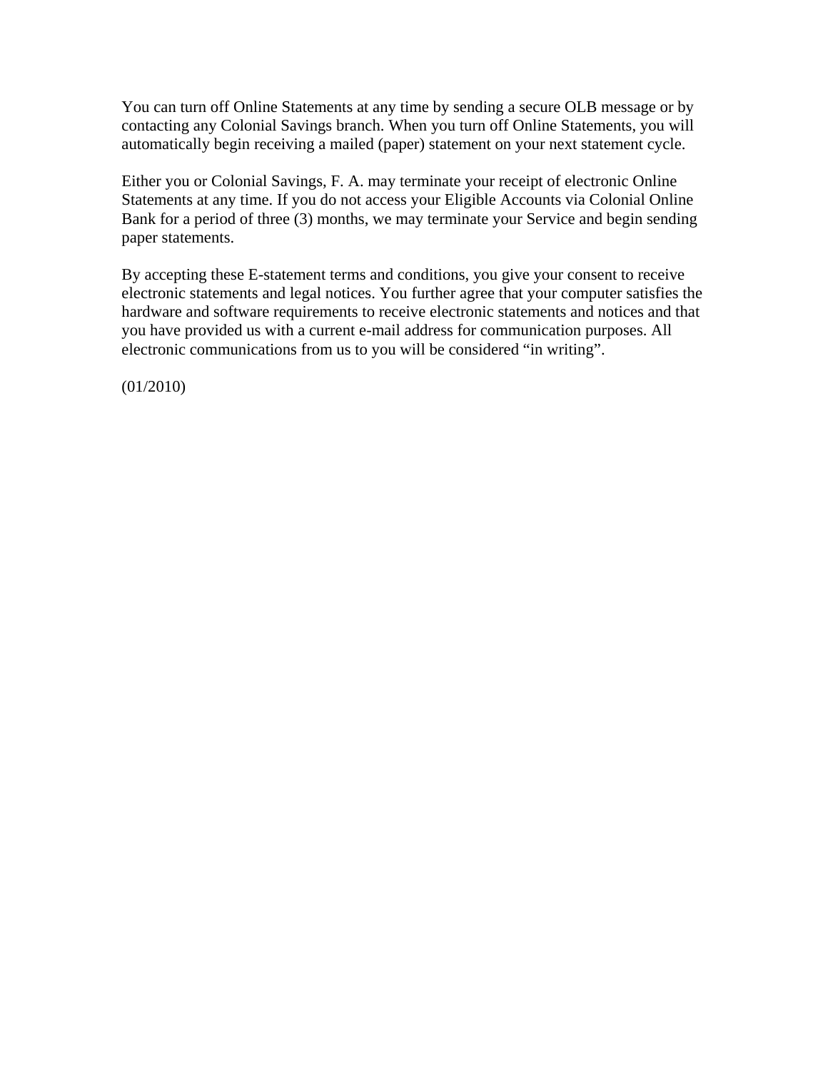You can turn off Online Statements at any time by sending a secure OLB message or by contacting any Colonial Savings branch. When you turn off Online Statements, you will automatically begin receiving a mailed (paper) statement on your next statement cycle.

Either you or Colonial Savings, F. A. may terminate your receipt of electronic Online Statements at any time. If you do not access your Eligible Accounts via Colonial Online Bank for a period of three (3) months, we may terminate your Service and begin sending paper statements.

By accepting these E-statement terms and conditions, you give your consent to receive electronic statements and legal notices. You further agree that your computer satisfies the hardware and software requirements to receive electronic statements and notices and that you have provided us with a current e-mail address for communication purposes. All electronic communications from us to you will be considered "in writing".

(01/2010)